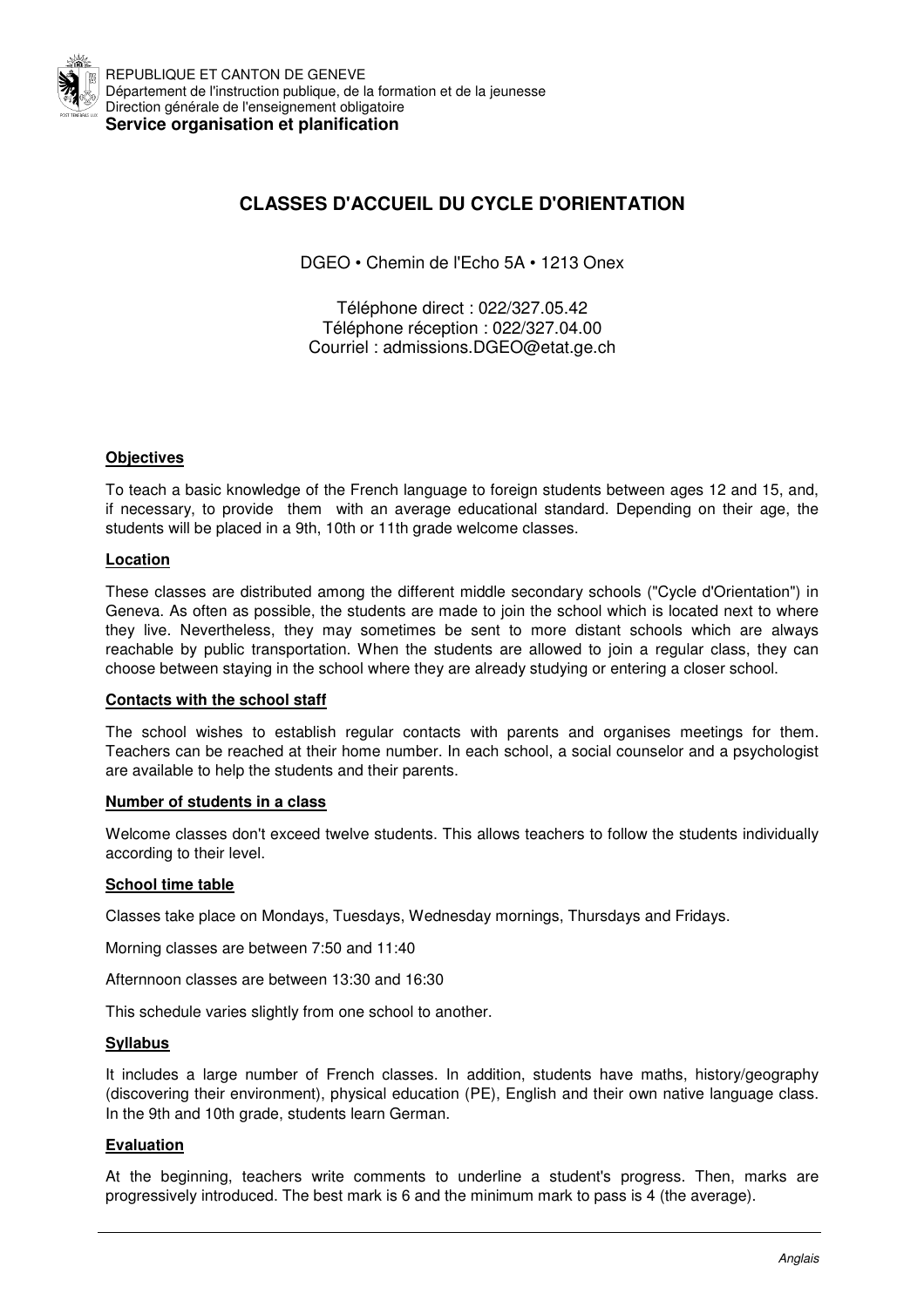REPUBLIQUE ET CANTON DE GENEVE
Département de l'instruction publique, de la formation et de la jeunesse
Direction générale de l'enseignement obligatoire
**Service organisation et planification**

# CLASSES D'ACCUEIL DU CYCLE D'ORIENTATION

DGEO • Chemin de l'Echo 5A • 1213 Onex

Téléphone direct : 022/327.05.42
Téléphone réception : 022/327.04.00
Courriel : admissions.DGEO@etat.ge.ch

## Objectives

To teach a basic knowledge of the French language to foreign students between ages 12 and 15, and, if necessary, to provide them with an average educational standard. Depending on their age, the students will be placed in a 9th, 10th or 11th grade welcome classes.

## Location

These classes are distributed among the different middle secondary schools ("Cycle d'Orientation") in Geneva. As often as possible, the students are made to join the school which is located next to where they live. Nevertheless, they may sometimes be sent to more distant schools which are always reachable by public transportation. When the students are allowed to join a regular class, they can choose between staying in the school where they are already studying or entering a closer school.

## Contacts with the school staff

The school wishes to establish regular contacts with parents and organises meetings for them. Teachers can be reached at their home number. In each school, a social counselor and a psychologist are available to help the students and their parents.

## Number of students in a class

Welcome classes don't exceed twelve students. This allows teachers to follow the students individually according to their level.

## School time table

Classes take place on Mondays, Tuesdays, Wednesday mornings, Thursdays and Fridays.

Morning classes are between 7:50 and 11:40

Afternnoon classes are between 13:30 and 16:30

This schedule varies slightly from one school to another.

## Syllabus

It includes a large number of French classes. In addition, students have maths, history/geography (discovering their environment), physical education (PE), English and their own native language class. In the 9th and 10th grade, students learn German.

## Evaluation

At the beginning, teachers write comments to underline a student's progress. Then, marks are progressively introduced. The best mark is 6 and the minimum mark to pass is 4 (the average).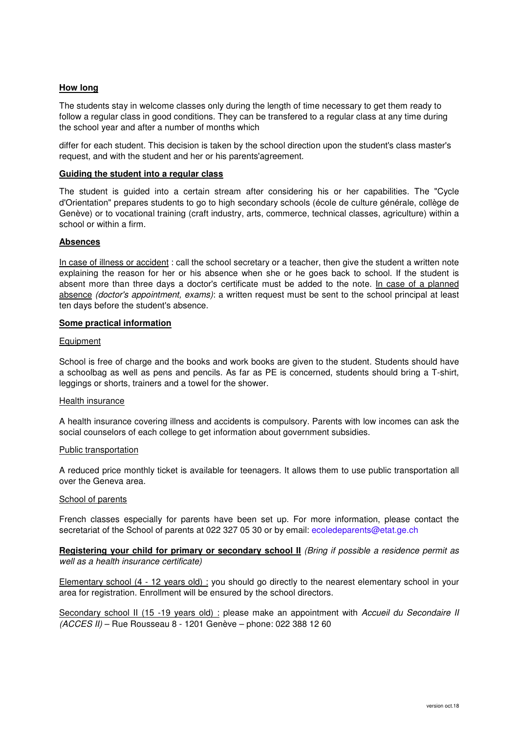**How long**

The students stay in welcome classes only during the length of time necessary to get them ready to follow a regular class in good conditions. They can be transfered to a regular class at any time during the school year and after a number of months which

differ for each student. This decision is taken by the school direction upon the student's class master's request, and with the student and her or his parents'agreement.

**Guiding the student into a regular class**

The student is guided into a certain stream after considering his or her capabilities. The "Cycle d'Orientation" prepares students to go to high secondary schools (école de culture générale, collège de Genève) or to vocational training (craft industry, arts, commerce, technical classes, agriculture) within a school or within a firm.

**Absences**

In case of illness or accident : call the school secretary or a teacher, then give the student a written note explaining the reason for her or his absence when she or he goes back to school. If the student is absent more than three days a doctor's certificate must be added to the note. In case of a planned absence *(doctor's appointment, exams)*: a written request must be sent to the school principal at least ten days before the student's absence.

**Some practical information**

Equipment

School is free of charge and the books and work books are given to the student. Students should have a schoolbag as well as pens and pencils. As far as PE is concerned, students should bring a T-shirt, leggings or shorts, trainers and a towel for the shower.

Health insurance

A health insurance covering illness and accidents is compulsory. Parents with low incomes can ask the social counselors of each college to get information about government subsidies.

Public transportation

A reduced price monthly ticket is available for teenagers. It allows them to use public transportation all over the Geneva area.

School of parents

French classes especially for parents have been set up. For more information, please contact the secretariat of the School of parents at 022 327 05 30 or by email: ecoledeparents@etat.ge.ch

**Registering your child for primary or secondary school II** *(Bring if possible a residence permit as well as a health insurance certificate)*

Elementary school (4 - 12 years old) : you should go directly to the nearest elementary school in your area for registration. Enrollment will be ensured by the school directors.

Secondary school II (15 -19 years old) : please make an appointment with *Accueil du Secondaire II (ACCES II)* – Rue Rousseau 8 - 1201 Genève – phone: 022 388 12 60

version oct.18